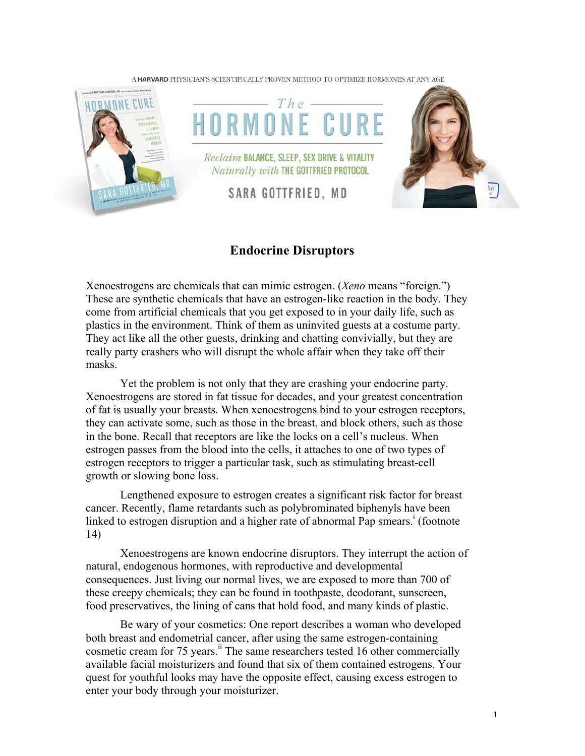A HARVARD PHYSICIAN'S SCIENTIFICALLY PROVEN METHOD TO OPTIMIZE HORMONES AT ANY AGE

The HORMONE CURE

Reclaim BALANCE, SLEEP, SEX DRIVE & VITALITY Naturally with THE GOTTFRIED PROTOCOL

SARA GOTTFRIED, MD

## Endocrine Disruptors

Xenoestrogens are chemicals that can mimic estrogen. (*Xeno* means "foreign.") These are synthetic chemicals that have an estrogen-like reaction in the body. They come from artificial chemicals that you get exposed to in your daily life, such as plastics in the environment. Think of them as uninvited guests at a costume party. They act like all the other guests, drinking and chatting convivially, but they are really party crashers who will disrupt the whole affair when they take off their masks.

Yet the problem is not only that they are crashing your endocrine party. Xenoestrogens are stored in fat tissue for decades, and your greatest concentration of fat is usually your breasts. When xenoestrogens bind to your estrogen receptors, they can activate some, such as those in the breast, and block others, such as those in the bone. Recall that receptors are like the locks on a cell's nucleus. When estrogen passes from the blood into the cells, it attaches to one of two types of estrogen receptors to trigger a particular task, such as stimulating breast-cell growth or slowing bone loss.

Lengthened exposure to estrogen creates a significant risk factor for breast cancer. Recently, flame retardants such as polybrominated biphenyls have been linked to estrogen disruption and a higher rate of abnormal Pap smears.[i] (footnote 14)

Xenoestrogens are known endocrine disruptors. They interrupt the action of natural, endogenous hormones, with reproductive and developmental consequences. Just living our normal lives, we are exposed to more than 700 of these creepy chemicals; they can be found in toothpaste, deodorant, sunscreen, food preservatives, the lining of cans that hold food, and many kinds of plastic.

Be wary of your cosmetics: One report describes a woman who developed both breast and endometrial cancer, after using the same estrogen-containing cosmetic cream for 75 years.[ii] The same researchers tested 16 other commercially available facial moisturizers and found that six of them contained estrogens. Your quest for youthful looks may have the opposite effect, causing excess estrogen to enter your body through your moisturizer.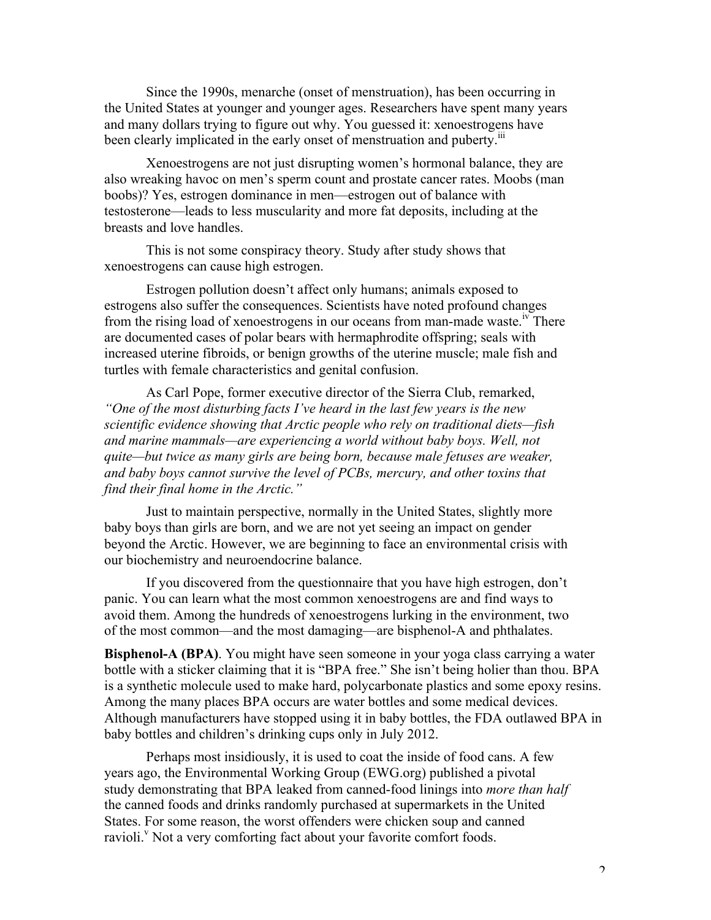Since the 1990s, menarche (onset of menstruation), has been occurring in the United States at younger and younger ages. Researchers have spent many years and many dollars trying to figure out why. You guessed it: xenoestrogens have been clearly implicated in the early onset of menstruation and puberty.[iii]

Xenoestrogens are not just disrupting women's hormonal balance, they are also wreaking havoc on men's sperm count and prostate cancer rates. Moobs (man boobs)? Yes, estrogen dominance in men—estrogen out of balance with testosterone—leads to less muscularity and more fat deposits, including at the breasts and love handles.

This is not some conspiracy theory. Study after study shows that xenoestrogens can cause high estrogen.

Estrogen pollution doesn't affect only humans; animals exposed to estrogens also suffer the consequences. Scientists have noted profound changes from the rising load of xenoestrogens in our oceans from man-made waste.[iv] There are documented cases of polar bears with hermaphrodite offspring; seals with increased uterine fibroids, or benign growths of the uterine muscle; male fish and turtles with female characteristics and genital confusion.

As Carl Pope, former executive director of the Sierra Club, remarked, *"One of the most disturbing facts I've heard in the last few years is the new scientific evidence showing that Arctic people who rely on traditional diets—fish and marine mammals—are experiencing a world without baby boys. Well, not quite—but twice as many girls are being born, because male fetuses are weaker, and baby boys cannot survive the level of PCBs, mercury, and other toxins that find their final home in the Arctic."*

Just to maintain perspective, normally in the United States, slightly more baby boys than girls are born, and we are not yet seeing an impact on gender beyond the Arctic. However, we are beginning to face an environmental crisis with our biochemistry and neuroendocrine balance.

If you discovered from the questionnaire that you have high estrogen, don't panic. You can learn what the most common xenoestrogens are and find ways to avoid them. Among the hundreds of xenoestrogens lurking in the environment, two of the most common—and the most damaging—are bisphenol-A and phthalates.

**Bisphenol-A (BPA)**. You might have seen someone in your yoga class carrying a water bottle with a sticker claiming that it is "BPA free." She isn't being holier than thou. BPA is a synthetic molecule used to make hard, polycarbonate plastics and some epoxy resins. Among the many places BPA occurs are water bottles and some medical devices. Although manufacturers have stopped using it in baby bottles, the FDA outlawed BPA in baby bottles and children's drinking cups only in July 2012.

Perhaps most insidiously, it is used to coat the inside of food cans. A few years ago, the Environmental Working Group (EWG.org) published a pivotal study demonstrating that BPA leaked from canned-food linings into *more than half* the canned foods and drinks randomly purchased at supermarkets in the United States. For some reason, the worst offenders were chicken soup and canned ravioli.[v] Not a very comforting fact about your favorite comfort foods.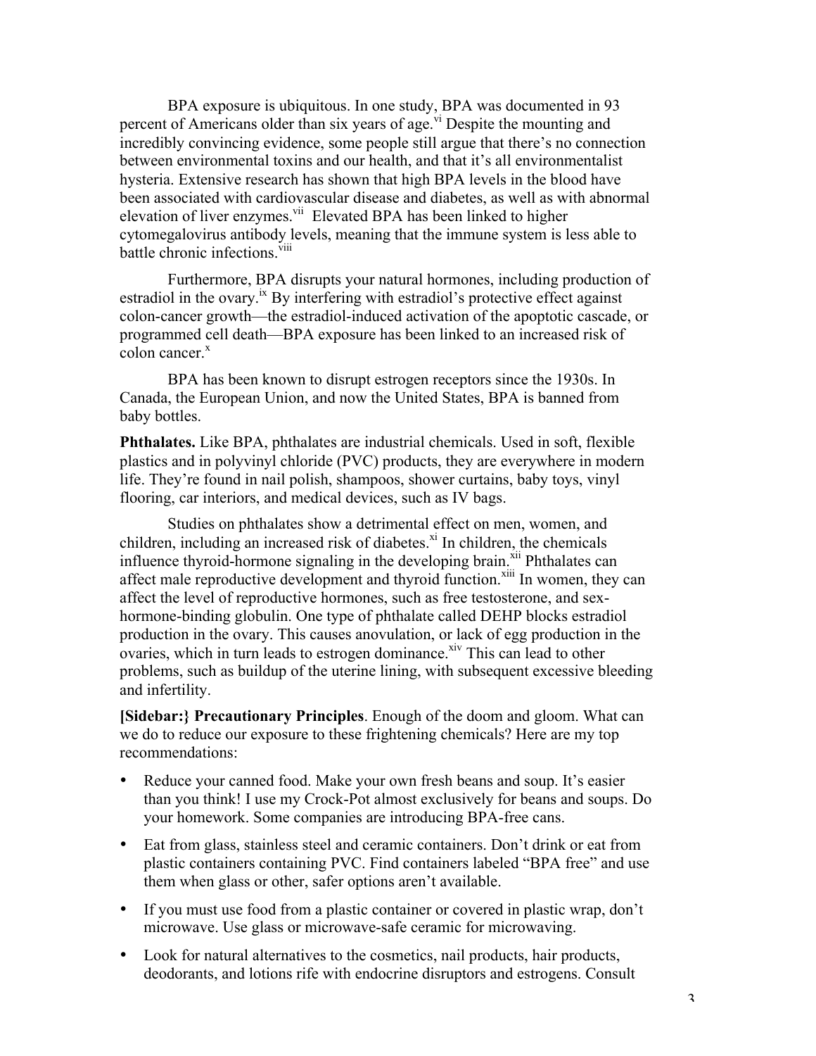BPA exposure is ubiquitous. In one study, BPA was documented in 93 percent of Americans older than six years of age.[vi] Despite the mounting and incredibly convincing evidence, some people still argue that there's no connection between environmental toxins and our health, and that it's all environmentalist hysteria. Extensive research has shown that high BPA levels in the blood have been associated with cardiovascular disease and diabetes, as well as with abnormal elevation of liver enzymes.[vii] Elevated BPA has been linked to higher cytomegalovirus antibody levels, meaning that the immune system is less able to battle chronic infections.[viii]

Furthermore, BPA disrupts your natural hormones, including production of estradiol in the ovary.[ix] By interfering with estradiol's protective effect against colon-cancer growth—the estradiol-induced activation of the apoptotic cascade, or programmed cell death—BPA exposure has been linked to an increased risk of colon cancer.[x]

BPA has been known to disrupt estrogen receptors since the 1930s. In Canada, the European Union, and now the United States, BPA is banned from baby bottles.

**Phthalates.** Like BPA, phthalates are industrial chemicals. Used in soft, flexible plastics and in polyvinyl chloride (PVC) products, they are everywhere in modern life. They're found in nail polish, shampoos, shower curtains, baby toys, vinyl flooring, car interiors, and medical devices, such as IV bags.

Studies on phthalates show a detrimental effect on men, women, and children, including an increased risk of diabetes.[xi] In children, the chemicals influence thyroid-hormone signaling in the developing brain.[xii] Phthalates can affect male reproductive development and thyroid function.[xiii] In women, they can affect the level of reproductive hormones, such as free testosterone, and sex-hormone-binding globulin. One type of phthalate called DEHP blocks estradiol production in the ovary. This causes anovulation, or lack of egg production in the ovaries, which in turn leads to estrogen dominance.[xiv] This can lead to other problems, such as buildup of the uterine lining, with subsequent excessive bleeding and infertility.

**[Sidebar:} Precautionary Principles**. Enough of the doom and gloom. What can we do to reduce our exposure to these frightening chemicals? Here are my top recommendations:

- Reduce your canned food. Make your own fresh beans and soup. It's easier than you think! I use my Crock-Pot almost exclusively for beans and soups. Do your homework. Some companies are introducing BPA-free cans.
- Eat from glass, stainless steel and ceramic containers. Don't drink or eat from plastic containers containing PVC. Find containers labeled "BPA free" and use them when glass or other, safer options aren't available.
- If you must use food from a plastic container or covered in plastic wrap, don't microwave. Use glass or microwave-safe ceramic for microwaving.
- Look for natural alternatives to the cosmetics, nail products, hair products, deodorants, and lotions rife with endocrine disruptors and estrogens. Consult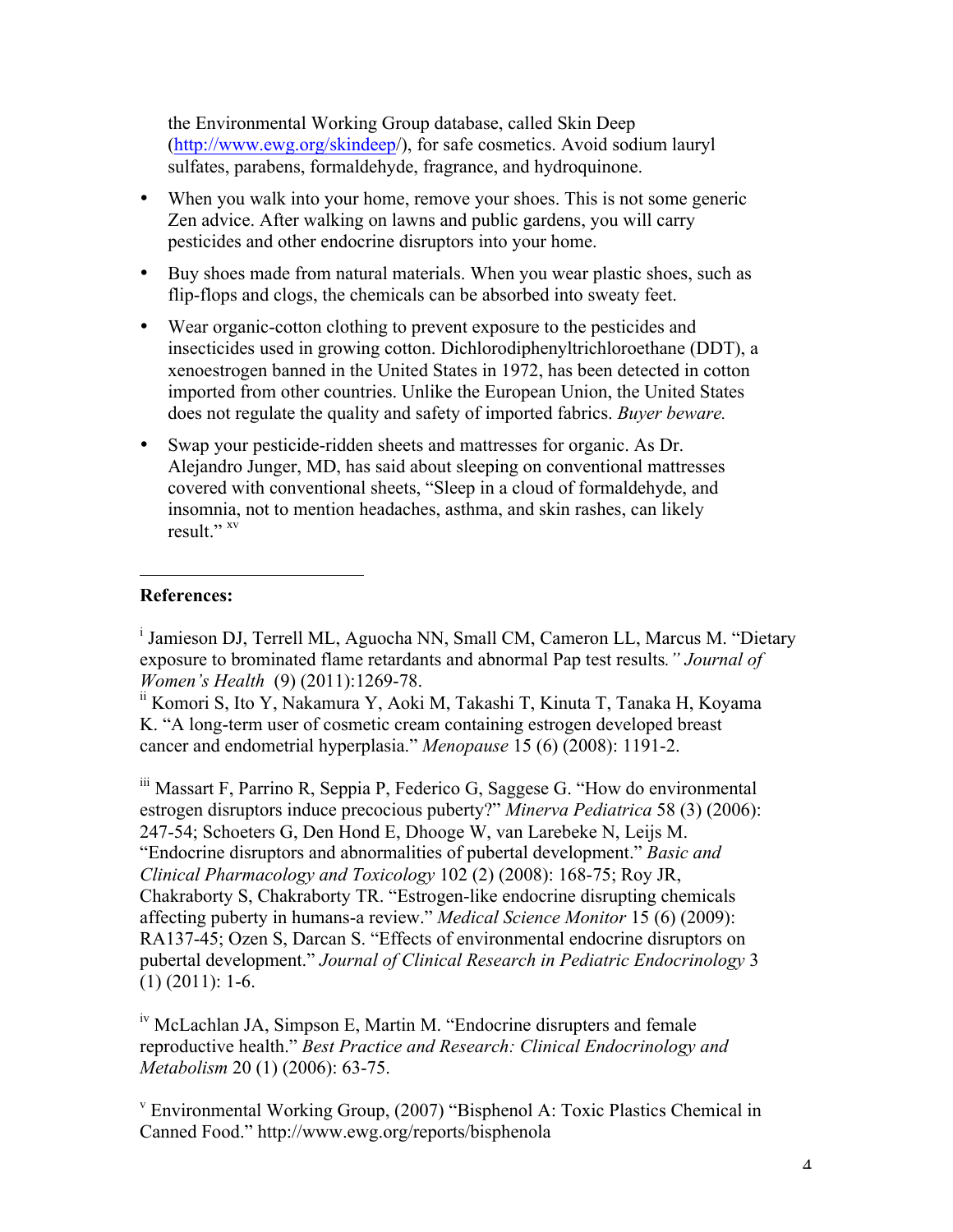the Environmental Working Group database, called Skin Deep (http://www.ewg.org/skindeep/), for safe cosmetics. Avoid sodium lauryl sulfates, parabens, formaldehyde, fragrance, and hydroquinone.

- When you walk into your home, remove your shoes. This is not some generic Zen advice. After walking on lawns and public gardens, you will carry pesticides and other endocrine disruptors into your home.
- Buy shoes made from natural materials. When you wear plastic shoes, such as flip-flops and clogs, the chemicals can be absorbed into sweaty feet.
- Wear organic-cotton clothing to prevent exposure to the pesticides and insecticides used in growing cotton. Dichlorodiphenyltrichloroethane (DDT), a xenoestrogen banned in the United States in 1972, has been detected in cotton imported from other countries. Unlike the European Union, the United States does not regulate the quality and safety of imported fabrics. *Buyer beware.*
- Swap your pesticide-ridden sheets and mattresses for organic. As Dr. Alejandro Junger, MD, has said about sleeping on conventional mattresses covered with conventional sheets, "Sleep in a cloud of formaldehyde, and insomnia, not to mention headaches, asthma, and skin rashes, can likely result." [xv]

---

**References:**

[i] Jamieson DJ, Terrell ML, Aguocha NN, Small CM, Cameron LL, Marcus M. "Dietary exposure to brominated flame retardants and abnormal Pap test results*." Journal of Women's Health* (9) (2011):1269-78.

[ii] Komori S, Ito Y, Nakamura Y, Aoki M, Takashi T, Kinuta T, Tanaka H, Koyama K. "A long-term user of cosmetic cream containing estrogen developed breast cancer and endometrial hyperplasia." *Menopause* 15 (6) (2008): 1191-2.

[iii] Massart F, Parrino R, Seppia P, Federico G, Saggese G. "How do environmental estrogen disruptors induce precocious puberty?" *Minerva Pediatrica* 58 (3) (2006): 247-54; Schoeters G, Den Hond E, Dhooge W, van Larebeke N, Leijs M. "Endocrine disruptors and abnormalities of pubertal development." *Basic and Clinical Pharmacology and Toxicology* 102 (2) (2008): 168-75; Roy JR, Chakraborty S, Chakraborty TR. "Estrogen-like endocrine disrupting chemicals affecting puberty in humans-a review." *Medical Science Monitor* 15 (6) (2009): RA137-45; Ozen S, Darcan S. "Effects of environmental endocrine disruptors on pubertal development." *Journal of Clinical Research in Pediatric Endocrinology* 3 (1) (2011): 1-6.

[iv] McLachlan JA, Simpson E, Martin M. "Endocrine disrupters and female reproductive health." *Best Practice and Research: Clinical Endocrinology and Metabolism* 20 (1) (2006): 63-75.

[v] Environmental Working Group, (2007) "Bisphenol A: Toxic Plastics Chemical in Canned Food." http://www.ewg.org/reports/bisphenola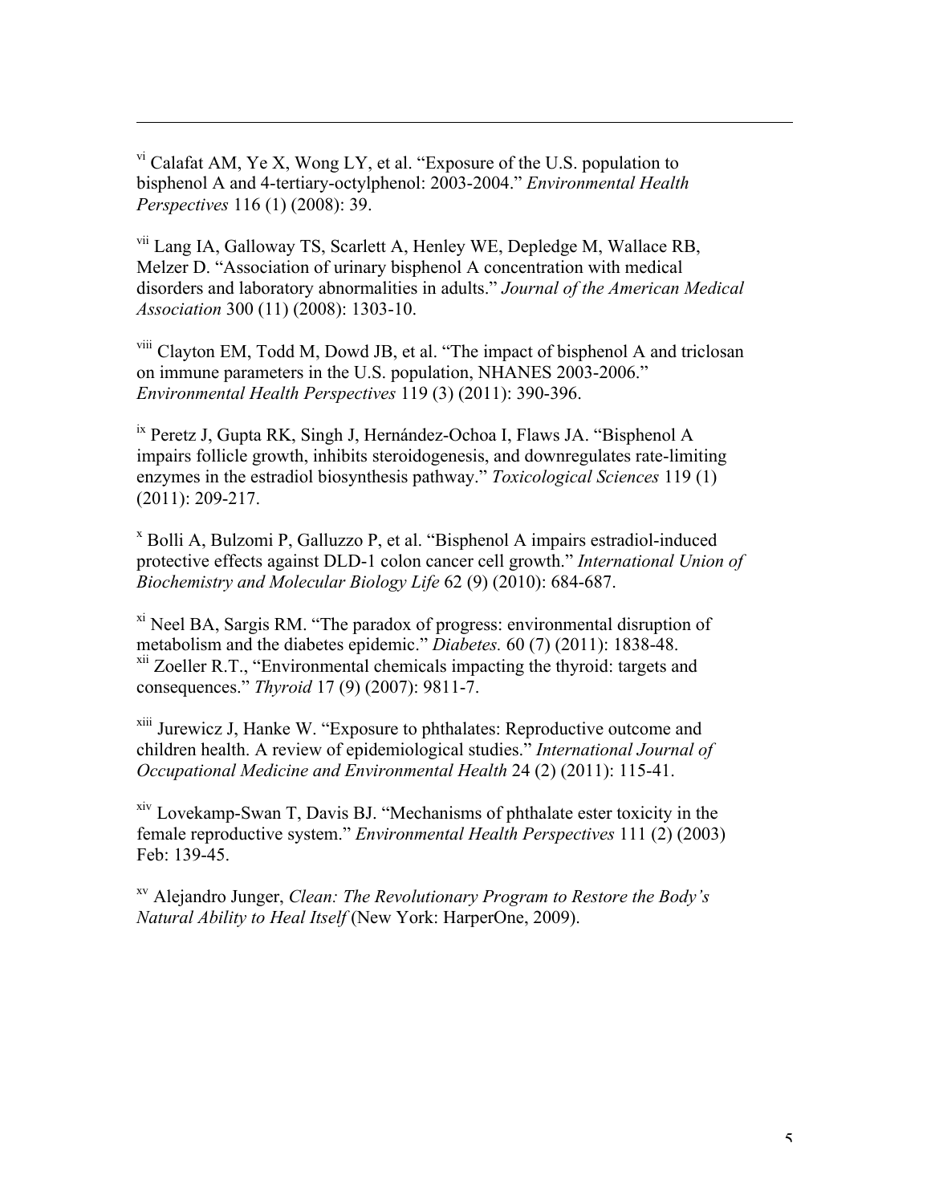[vi] Calafat AM, Ye X, Wong LY, et al. "Exposure of the U.S. population to bisphenol A and 4-tertiary-octylphenol: 2003-2004." *Environmental Health Perspectives* 116 (1) (2008): 39.

[vii] Lang IA, Galloway TS, Scarlett A, Henley WE, Depledge M, Wallace RB, Melzer D. "Association of urinary bisphenol A concentration with medical disorders and laboratory abnormalities in adults." *Journal of the American Medical Association* 300 (11) (2008): 1303-10.

[viii] Clayton EM, Todd M, Dowd JB, et al. "The impact of bisphenol A and triclosan on immune parameters in the U.S. population, NHANES 2003-2006." *Environmental Health Perspectives* 119 (3) (2011): 390-396.

[ix] Peretz J, Gupta RK, Singh J, Hernández-Ochoa I, Flaws JA. "Bisphenol A impairs follicle growth, inhibits steroidogenesis, and downregulates rate-limiting enzymes in the estradiol biosynthesis pathway." *Toxicological Sciences* 119 (1) (2011): 209-217.

[x] Bolli A, Bulzomi P, Galluzzo P, et al. "Bisphenol A impairs estradiol-induced protective effects against DLD-1 colon cancer cell growth." *International Union of Biochemistry and Molecular Biology Life* 62 (9) (2010): 684-687.

[xi] Neel BA, Sargis RM. "The paradox of progress: environmental disruption of metabolism and the diabetes epidemic." *Diabetes.* 60 (7) (2011): 1838-48.

[xii] Zoeller R.T., "Environmental chemicals impacting the thyroid: targets and consequences." *Thyroid* 17 (9) (2007): 9811-7.

[xiii] Jurewicz J, Hanke W. "Exposure to phthalates: Reproductive outcome and children health. A review of epidemiological studies." *International Journal of Occupational Medicine and Environmental Health* 24 (2) (2011): 115-41.

[xiv] Lovekamp-Swan T, Davis BJ. "Mechanisms of phthalate ester toxicity in the female reproductive system." *Environmental Health Perspectives* 111 (2) (2003) Feb: 139-45.

[xv] Alejandro Junger, *Clean: The Revolutionary Program to Restore the Body's Natural Ability to Heal Itself* (New York: HarperOne, 2009).